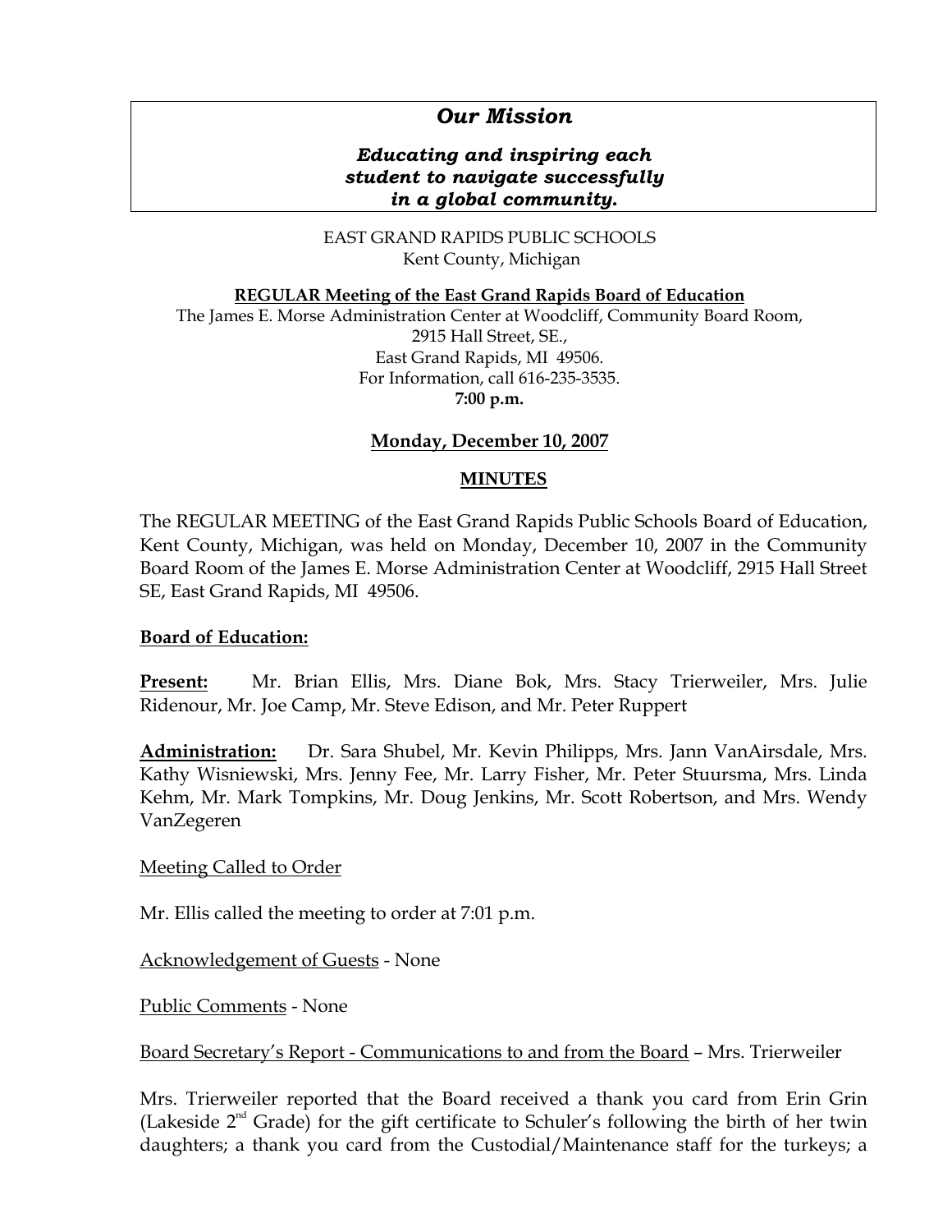# *Our Mission*

***Educating and inspiring each student to navigate successfully in a global community.***

EAST GRAND RAPIDS PUBLIC SCHOOLS
Kent County, Michigan

**REGULAR Meeting of the East Grand Rapids Board of Education**
The James E. Morse Administration Center at Woodcliff, Community Board Room,
2915 Hall Street, SE.,
East Grand Rapids, MI 49506.
For Information, call 616-235-3535.
**7:00 p.m.**

**Monday, December 10, 2007**

**MINUTES**

The REGULAR MEETING of the East Grand Rapids Public Schools Board of Education, Kent County, Michigan, was held on Monday, December 10, 2007 in the Community Board Room of the James E. Morse Administration Center at Woodcliff, 2915 Hall Street SE, East Grand Rapids, MI 49506.

**Board of Education:**

**Present:** Mr. Brian Ellis, Mrs. Diane Bok, Mrs. Stacy Trierweiler, Mrs. Julie Ridenour, Mr. Joe Camp, Mr. Steve Edison, and Mr. Peter Ruppert

**Administration:** Dr. Sara Shubel, Mr. Kevin Philipps, Mrs. Jann VanAirsdale, Mrs. Kathy Wisniewski, Mrs. Jenny Fee, Mr. Larry Fisher, Mr. Peter Stuursma, Mrs. Linda Kehm, Mr. Mark Tompkins, Mr. Doug Jenkins, Mr. Scott Robertson, and Mrs. Wendy VanZegeren

Meeting Called to Order

Mr. Ellis called the meeting to order at 7:01 p.m.

Acknowledgement of Guests - None

Public Comments - None

Board Secretary's Report - Communications to and from the Board – Mrs. Trierweiler

Mrs. Trierweiler reported that the Board received a thank you card from Erin Grin (Lakeside 2nd Grade) for the gift certificate to Schuler's following the birth of her twin daughters; a thank you card from the Custodial/Maintenance staff for the turkeys; a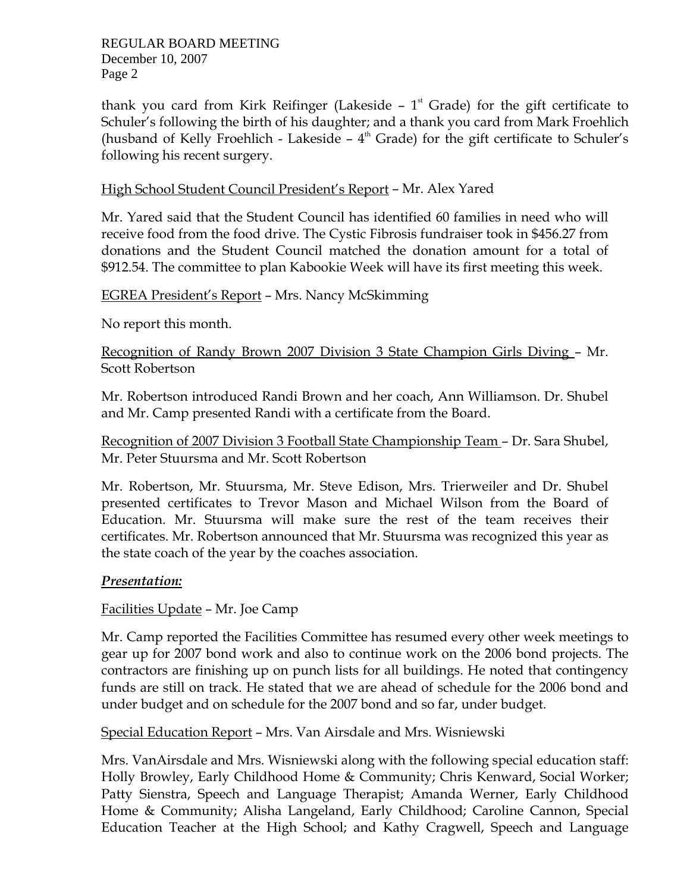thank you card from Kirk Reifinger (Lakeside – 1st Grade) for the gift certificate to Schuler's following the birth of his daughter; and a thank you card from Mark Froehlich (husband of Kelly Froehlich - Lakeside – 4th Grade) for the gift certificate to Schuler's following his recent surgery.

<u>High School Student Council President's Report</u> – Mr. Alex Yared

Mr. Yared said that the Student Council has identified 60 families in need who will receive food from the food drive. The Cystic Fibrosis fundraiser took in $456.27 from donations and the Student Council matched the donation amount for a total of $912.54. The committee to plan Kabookie Week will have its first meeting this week.

<u>EGREA President's Report</u> – Mrs. Nancy McSkimming

No report this month.

<u>Recognition of Randy Brown 2007 Division 3 State Champion Girls Diving</u> – Mr. Scott Robertson

Mr. Robertson introduced Randi Brown and her coach, Ann Williamson. Dr. Shubel and Mr. Camp presented Randi with a certificate from the Board.

<u>Recognition of 2007 Division 3 Football State Championship Team</u> – Dr. Sara Shubel, Mr. Peter Stuursma and Mr. Scott Robertson

Mr. Robertson, Mr. Stuursma, Mr. Steve Edison, Mrs. Trierweiler and Dr. Shubel presented certificates to Trevor Mason and Michael Wilson from the Board of Education. Mr. Stuursma will make sure the rest of the team receives their certificates. Mr. Robertson announced that Mr. Stuursma was recognized this year as the state coach of the year by the coaches association.

***<u>Presentation:</u>***

<u>Facilities Update</u> – Mr. Joe Camp

Mr. Camp reported the Facilities Committee has resumed every other week meetings to gear up for 2007 bond work and also to continue work on the 2006 bond projects. The contractors are finishing up on punch lists for all buildings. He noted that contingency funds are still on track. He stated that we are ahead of schedule for the 2006 bond and under budget and on schedule for the 2007 bond and so far, under budget.

<u>Special Education Report</u> – Mrs. Van Airsdale and Mrs. Wisniewski

Mrs. VanAirsdale and Mrs. Wisniewski along with the following special education staff: Holly Browley, Early Childhood Home & Community; Chris Kenward, Social Worker; Patty Sienstra, Speech and Language Therapist; Amanda Werner, Early Childhood Home & Community; Alisha Langeland, Early Childhood; Caroline Cannon, Special Education Teacher at the High School; and Kathy Cragwell, Speech and Language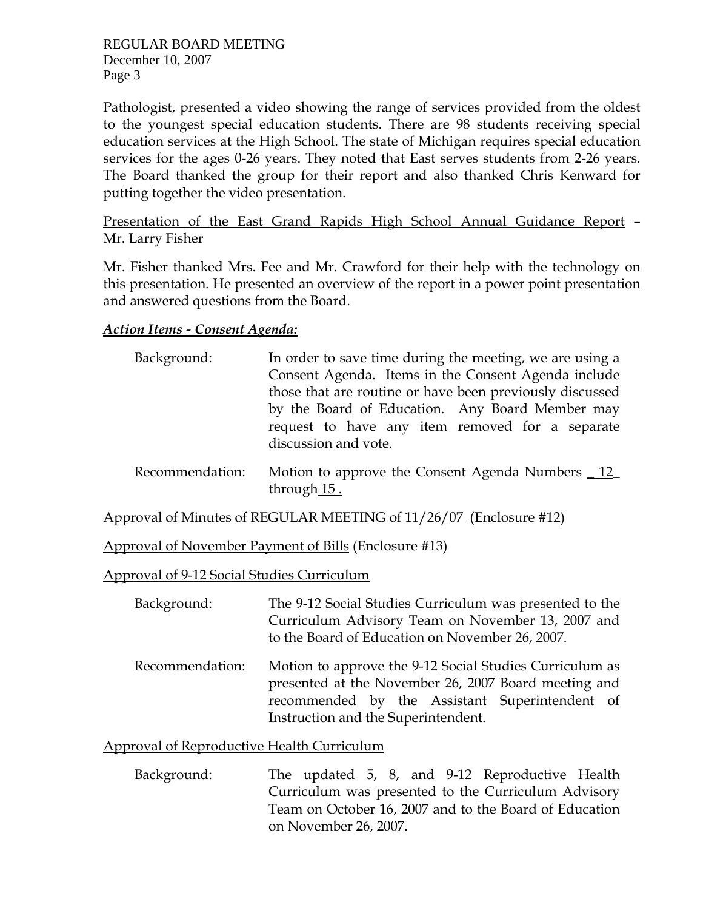Pathologist, presented a video showing the range of services provided from the oldest to the youngest special education students. There are 98 students receiving special education services at the High School. The state of Michigan requires special education services for the ages 0-26 years. They noted that East serves students from 2-26 years. The Board thanked the group for their report and also thanked Chris Kenward for putting together the video presentation.

Presentation of the East Grand Rapids High School Annual Guidance Report – Mr. Larry Fisher

Mr. Fisher thanked Mrs. Fee and Mr. Crawford for their help with the technology on this presentation. He presented an overview of the report in a power point presentation and answered questions from the Board.

***Action Items - Consent Agenda:***

Background: In order to save time during the meeting, we are using a Consent Agenda. Items in the Consent Agenda include those that are routine or have been previously discussed by the Board of Education. Any Board Member may request to have any item removed for a separate discussion and vote.

Recommendation: Motion to approve the Consent Agenda Numbers _12_ through 15 .

Approval of Minutes of REGULAR MEETING of 11/26/07 (Enclosure #12)

Approval of November Payment of Bills (Enclosure #13)

Approval of 9-12 Social Studies Curriculum

Background: The 9-12 Social Studies Curriculum was presented to the Curriculum Advisory Team on November 13, 2007 and to the Board of Education on November 26, 2007.

Recommendation: Motion to approve the 9-12 Social Studies Curriculum as presented at the November 26, 2007 Board meeting and recommended by the Assistant Superintendent of Instruction and the Superintendent.

Approval of Reproductive Health Curriculum

Background: The updated 5, 8, and 9-12 Reproductive Health Curriculum was presented to the Curriculum Advisory Team on October 16, 2007 and to the Board of Education on November 26, 2007.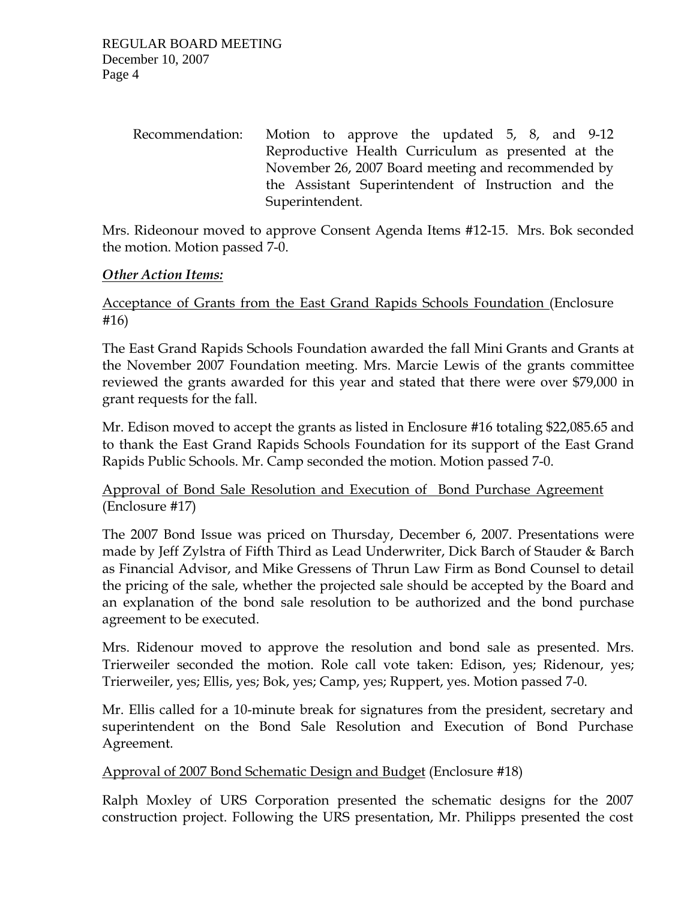Recommendation: Motion to approve the updated 5, 8, and 9-12 Reproductive Health Curriculum as presented at the November 26, 2007 Board meeting and recommended by the Assistant Superintendent of Instruction and the Superintendent.

Mrs. Rideonour moved to approve Consent Agenda Items #12-15. Mrs. Bok seconded the motion. Motion passed 7-0.

***Other Action Items:***

Acceptance of Grants from the East Grand Rapids Schools Foundation (Enclosure #16)

The East Grand Rapids Schools Foundation awarded the fall Mini Grants and Grants at the November 2007 Foundation meeting. Mrs. Marcie Lewis of the grants committee reviewed the grants awarded for this year and stated that there were over $79,000 in grant requests for the fall.

Mr. Edison moved to accept the grants as listed in Enclosure #16 totaling $22,085.65 and to thank the East Grand Rapids Schools Foundation for its support of the East Grand Rapids Public Schools. Mr. Camp seconded the motion. Motion passed 7-0.

Approval of Bond Sale Resolution and Execution of Bond Purchase Agreement (Enclosure #17)

The 2007 Bond Issue was priced on Thursday, December 6, 2007. Presentations were made by Jeff Zylstra of Fifth Third as Lead Underwriter, Dick Barch of Stauder & Barch as Financial Advisor, and Mike Gressens of Thrun Law Firm as Bond Counsel to detail the pricing of the sale, whether the projected sale should be accepted by the Board and an explanation of the bond sale resolution to be authorized and the bond purchase agreement to be executed.

Mrs. Ridenour moved to approve the resolution and bond sale as presented. Mrs. Trierweiler seconded the motion. Role call vote taken: Edison, yes; Ridenour, yes; Trierweiler, yes; Ellis, yes; Bok, yes; Camp, yes; Ruppert, yes. Motion passed 7-0.

Mr. Ellis called for a 10-minute break for signatures from the president, secretary and superintendent on the Bond Sale Resolution and Execution of Bond Purchase Agreement.

Approval of 2007 Bond Schematic Design and Budget (Enclosure #18)

Ralph Moxley of URS Corporation presented the schematic designs for the 2007 construction project. Following the URS presentation, Mr. Philipps presented the cost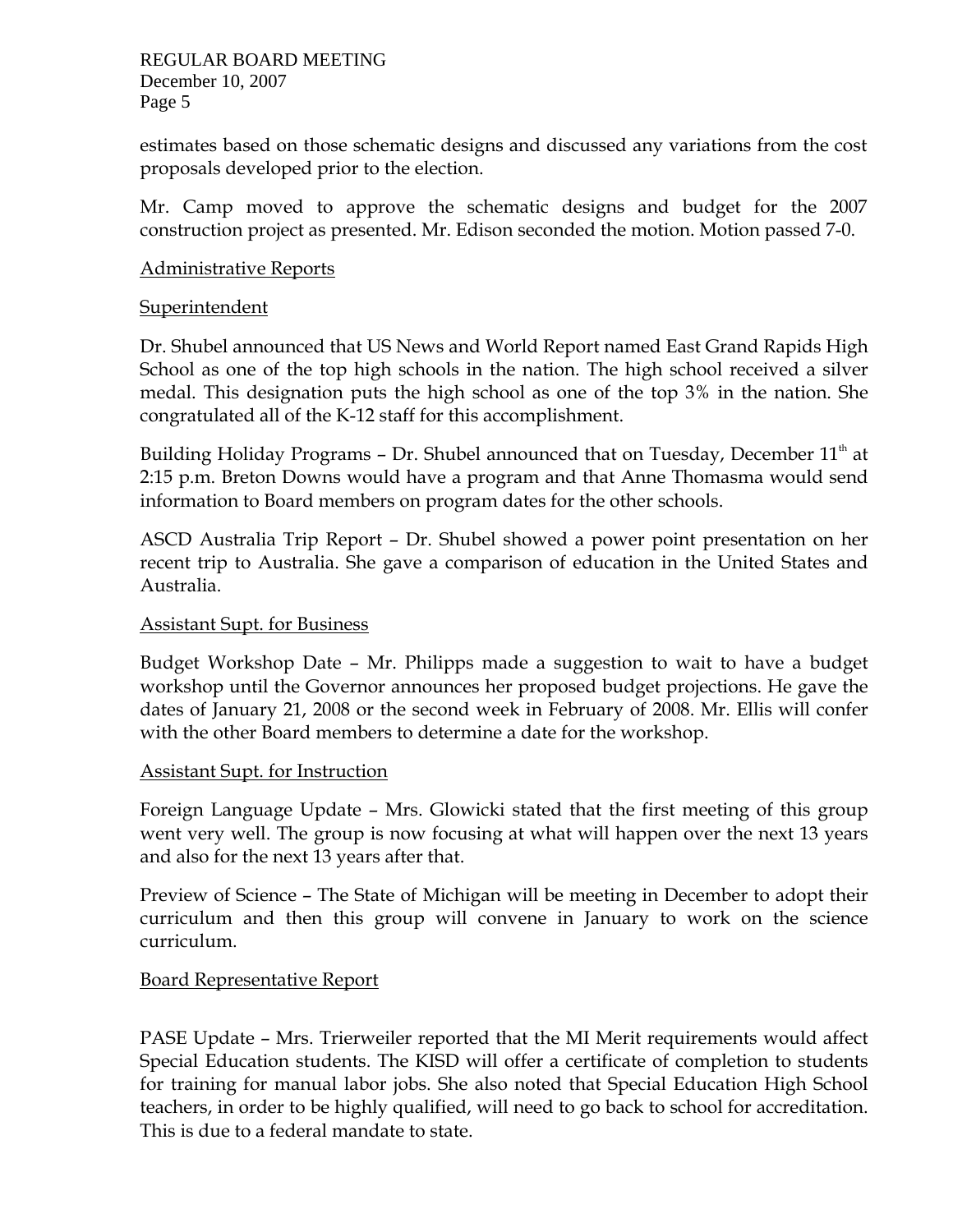estimates based on those schematic designs and discussed any variations from the cost proposals developed prior to the election.

Mr. Camp moved to approve the schematic designs and budget for the 2007 construction project as presented. Mr. Edison seconded the motion. Motion passed 7-0.

Administrative Reports

Superintendent

Dr. Shubel announced that US News and World Report named East Grand Rapids High School as one of the top high schools in the nation. The high school received a silver medal. This designation puts the high school as one of the top 3% in the nation. She congratulated all of the K-12 staff for this accomplishment.

Building Holiday Programs – Dr. Shubel announced that on Tuesday, December 11th at 2:15 p.m. Breton Downs would have a program and that Anne Thomasma would send information to Board members on program dates for the other schools.

ASCD Australia Trip Report – Dr. Shubel showed a power point presentation on her recent trip to Australia. She gave a comparison of education in the United States and Australia.

Assistant Supt. for Business

Budget Workshop Date – Mr. Philipps made a suggestion to wait to have a budget workshop until the Governor announces her proposed budget projections. He gave the dates of January 21, 2008 or the second week in February of 2008. Mr. Ellis will confer with the other Board members to determine a date for the workshop.

Assistant Supt. for Instruction

Foreign Language Update – Mrs. Glowicki stated that the first meeting of this group went very well. The group is now focusing at what will happen over the next 13 years and also for the next 13 years after that.

Preview of Science – The State of Michigan will be meeting in December to adopt their curriculum and then this group will convene in January to work on the science curriculum.

Board Representative Report

PASE Update – Mrs. Trierweiler reported that the MI Merit requirements would affect Special Education students. The KISD will offer a certificate of completion to students for training for manual labor jobs. She also noted that Special Education High School teachers, in order to be highly qualified, will need to go back to school for accreditation. This is due to a federal mandate to state.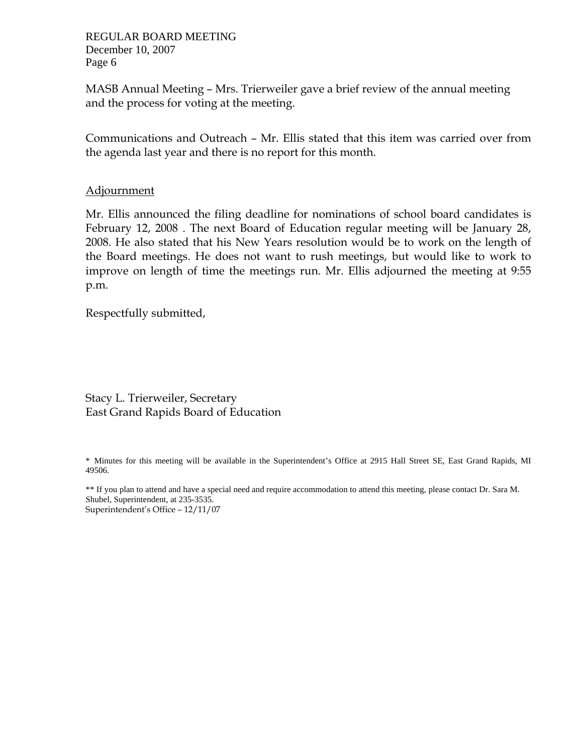MASB Annual Meeting – Mrs. Trierweiler gave a brief review of the annual meeting and the process for voting at the meeting.

Communications and Outreach – Mr. Ellis stated that this item was carried over from the agenda last year and there is no report for this month.

## Adjournment

Mr. Ellis announced the filing deadline for nominations of school board candidates is February 12, 2008 . The next Board of Education regular meeting will be January 28, 2008. He also stated that his New Years resolution would be to work on the length of the Board meetings. He does not want to rush meetings, but would like to work to improve on length of time the meetings run. Mr. Ellis adjourned the meeting at 9:55 p.m.

Respectfully submitted,

Stacy L. Trierweiler, Secretary
East Grand Rapids Board of Education

* Minutes for this meeting will be available in the Superintendent's Office at 2915 Hall Street SE, East Grand Rapids, MI 49506.

** If you plan to attend and have a special need and require accommodation to attend this meeting, please contact Dr. Sara M. Shubel, Superintendent, at 235-3535.
Superintendent's Office – 12/11/07